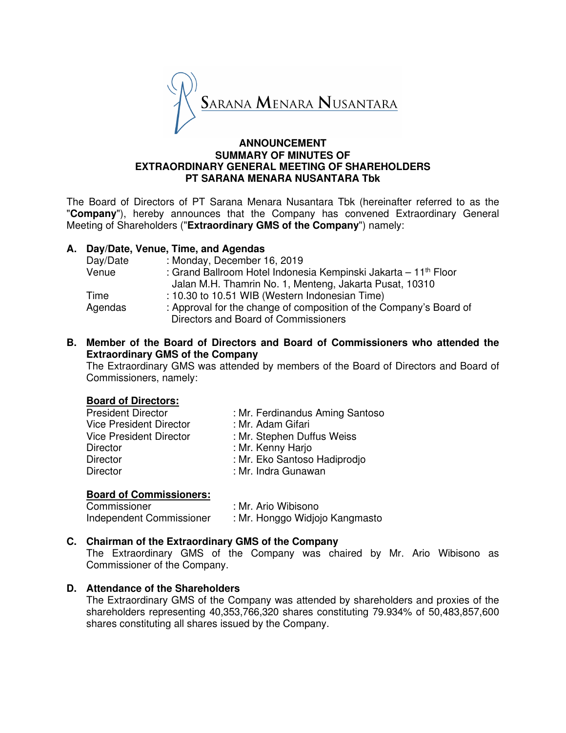SARANA MENARA NUSANTARA

**ANNOUNCEMENT**
**SUMMARY OF MINUTES OF**
**EXTRAORDINARY GENERAL MEETING OF SHAREHOLDERS**
**PT SARANA MENARA NUSANTARA Tbk**

The Board of Directors of PT Sarana Menara Nusantara Tbk (hereinafter referred to as the "**Company**"), hereby announces that the Company has convened Extraordinary General Meeting of Shareholders ("**Extraordinary GMS of the Company**") namely:

**A. Day/Date, Venue, Time, and Agendas**

| | |
|---|---|
| Day/Date | : Monday, December 16, 2019 |
| Venue | : Grand Ballroom Hotel Indonesia Kempinski Jakarta – 11th Floor Jalan M.H. Thamrin No. 1, Menteng, Jakarta Pusat, 10310 |
| Time | : 10.30 to 10.51 WIB (Western Indonesian Time) |
| Agendas | : Approval for the change of composition of the Company's Board of Directors and Board of Commissioners |

**B. Member of the Board of Directors and Board of Commissioners who attended the Extraordinary GMS of the Company**

The Extraordinary GMS was attended by members of the Board of Directors and Board of Commissioners, namely:

**Board of Directors:**

| | |
|---|---|
| President Director | : Mr. Ferdinandus Aming Santoso |
| Vice President Director | : Mr. Adam Gifari |
| Vice President Director | : Mr. Stephen Duffus Weiss |
| Director | : Mr. Kenny Harjo |
| Director | : Mr. Eko Santoso Hadiprodjo |
| Director | : Mr. Indra Gunawan |

**Board of Commissioners:**

| | |
|---|---|
| Commissioner | : Mr. Ario Wibisono |
| Independent Commissioner | : Mr. Honggo Widjojo Kangmasto |

**C. Chairman of the Extraordinary GMS of the Company**

The Extraordinary GMS of the Company was chaired by Mr. Ario Wibisono as Commissioner of the Company.

**D. Attendance of the Shareholders**

The Extraordinary GMS of the Company was attended by shareholders and proxies of the shareholders representing 40,353,766,320 shares constituting 79.934% of 50,483,857,600 shares constituting all shares issued by the Company.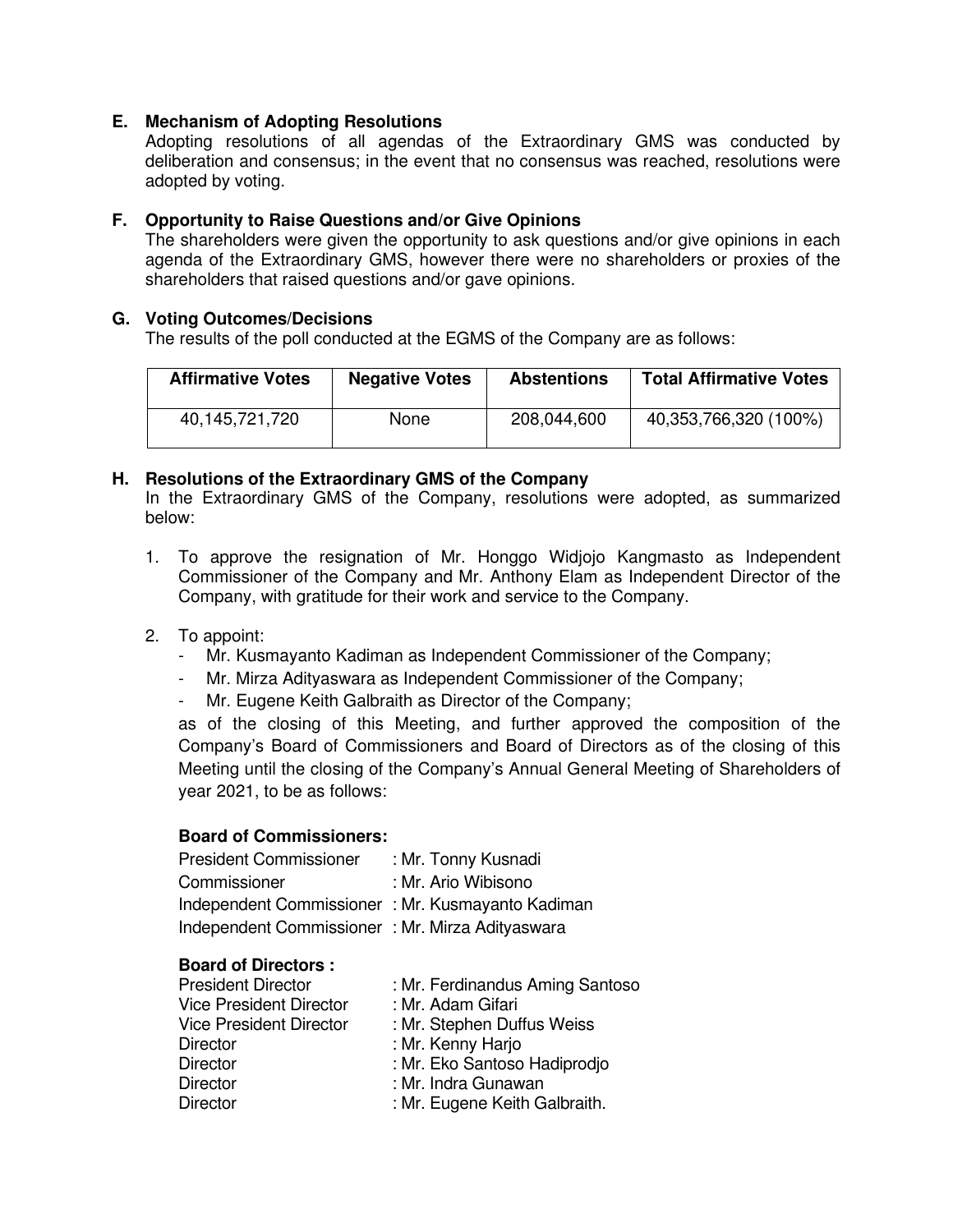## E. Mechanism of Adopting Resolutions

Adopting resolutions of all agendas of the Extraordinary GMS was conducted by deliberation and consensus; in the event that no consensus was reached, resolutions were adopted by voting.

## F. Opportunity to Raise Questions and/or Give Opinions

The shareholders were given the opportunity to ask questions and/or give opinions in each agenda of the Extraordinary GMS, however there were no shareholders or proxies of the shareholders that raised questions and/or gave opinions.

## G. Voting Outcomes/Decisions

The results of the poll conducted at the EGMS of the Company are as follows:

| Affirmative Votes | Negative Votes | Abstentions | Total Affirmative Votes |
|---|---|---|---|
| 40,145,721,720 | None | 208,044,600 | 40,353,766,320 (100%) |

## H. Resolutions of the Extraordinary GMS of the Company

In the Extraordinary GMS of the Company, resolutions were adopted, as summarized below:

1. To approve the resignation of Mr. Honggo Widjojo Kangmasto as Independent Commissioner of the Company and Mr. Anthony Elam as Independent Director of the Company, with gratitude for their work and service to the Company.

2. To appoint:
   - Mr. Kusmayanto Kadiman as Independent Commissioner of the Company;
   - Mr. Mirza Adityaswara as Independent Commissioner of the Company;
   - Mr. Eugene Keith Galbraith as Director of the Company;

   as of the closing of this Meeting, and further approved the composition of the Company's Board of Commissioners and Board of Directors as of the closing of this Meeting until the closing of the Company's Annual General Meeting of Shareholders of year 2021, to be as follows:

   **Board of Commissioners:**

   President Commissioner : Mr. Tonny Kusnadi
   Commissioner : Mr. Ario Wibisono
   Independent Commissioner : Mr. Kusmayanto Kadiman
   Independent Commissioner : Mr. Mirza Adityaswara

   **Board of Directors :**

   President Director : Mr. Ferdinandus Aming Santoso
   Vice President Director : Mr. Adam Gifari
   Vice President Director : Mr. Stephen Duffus Weiss
   Director : Mr. Kenny Harjo
   Director : Mr. Eko Santoso Hadiprodjo
   Director : Mr. Indra Gunawan
   Director : Mr. Eugene Keith Galbraith.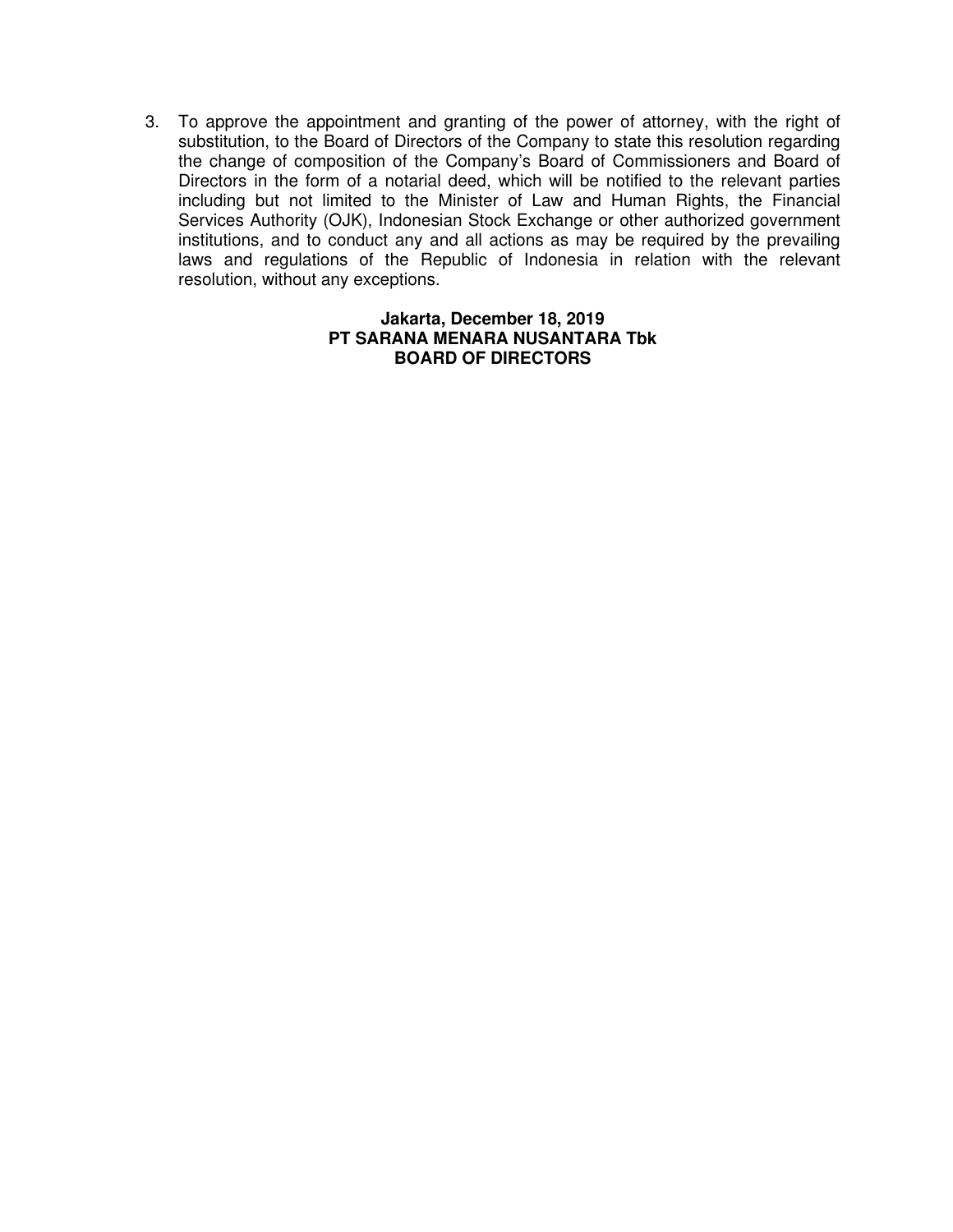3. To approve the appointment and granting of the power of attorney, with the right of substitution, to the Board of Directors of the Company to state this resolution regarding the change of composition of the Company's Board of Commissioners and Board of Directors in the form of a notarial deed, which will be notified to the relevant parties including but not limited to the Minister of Law and Human Rights, the Financial Services Authority (OJK), Indonesian Stock Exchange or other authorized government institutions, and to conduct any and all actions as may be required by the prevailing laws and regulations of the Republic of Indonesia in relation with the relevant resolution, without any exceptions.

**Jakarta, December 18, 2019**
**PT SARANA MENARA NUSANTARA Tbk**
**BOARD OF DIRECTORS**